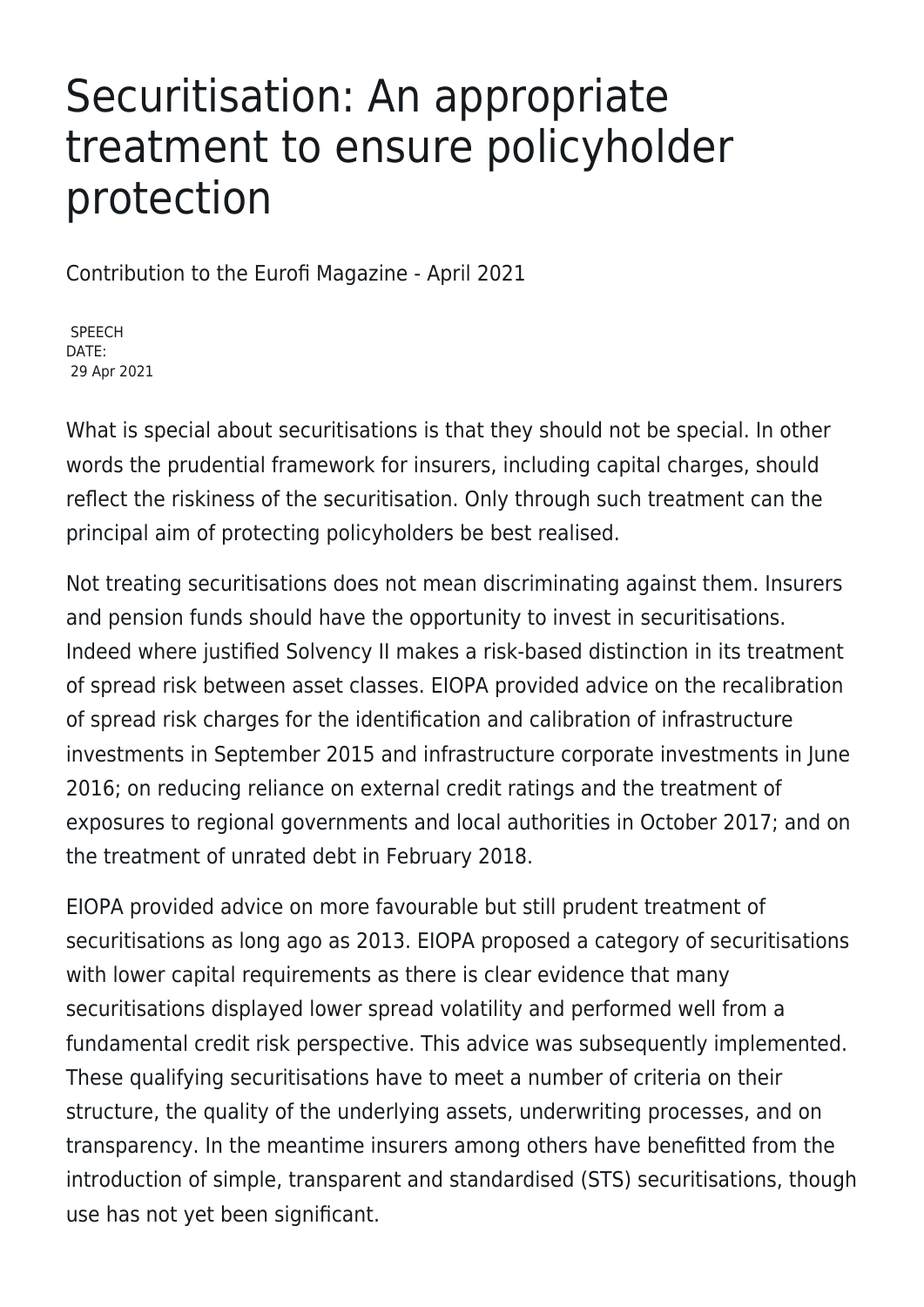# Securitisation: An appropriate treatment to ensure policyholder protection

Contribution to the Eurofi Magazine - April 2021

SPEECH
DATE:
29 Apr 2021

What is special about securitisations is that they should not be special. In other words the prudential framework for insurers, including capital charges, should reflect the riskiness of the securitisation. Only through such treatment can the principal aim of protecting policyholders be best realised.

Not treating securitisations does not mean discriminating against them. Insurers and pension funds should have the opportunity to invest in securitisations. Indeed where justified Solvency II makes a risk-based distinction in its treatment of spread risk between asset classes. EIOPA provided advice on the recalibration of spread risk charges for the identification and calibration of infrastructure investments in September 2015 and infrastructure corporate investments in June 2016; on reducing reliance on external credit ratings and the treatment of exposures to regional governments and local authorities in October 2017; and on the treatment of unrated debt in February 2018.

EIOPA provided advice on more favourable but still prudent treatment of securitisations as long ago as 2013. EIOPA proposed a category of securitisations with lower capital requirements as there is clear evidence that many securitisations displayed lower spread volatility and performed well from a fundamental credit risk perspective. This advice was subsequently implemented. These qualifying securitisations have to meet a number of criteria on their structure, the quality of the underlying assets, underwriting processes, and on transparency. In the meantime insurers among others have benefitted from the introduction of simple, transparent and standardised (STS) securitisations, though use has not yet been significant.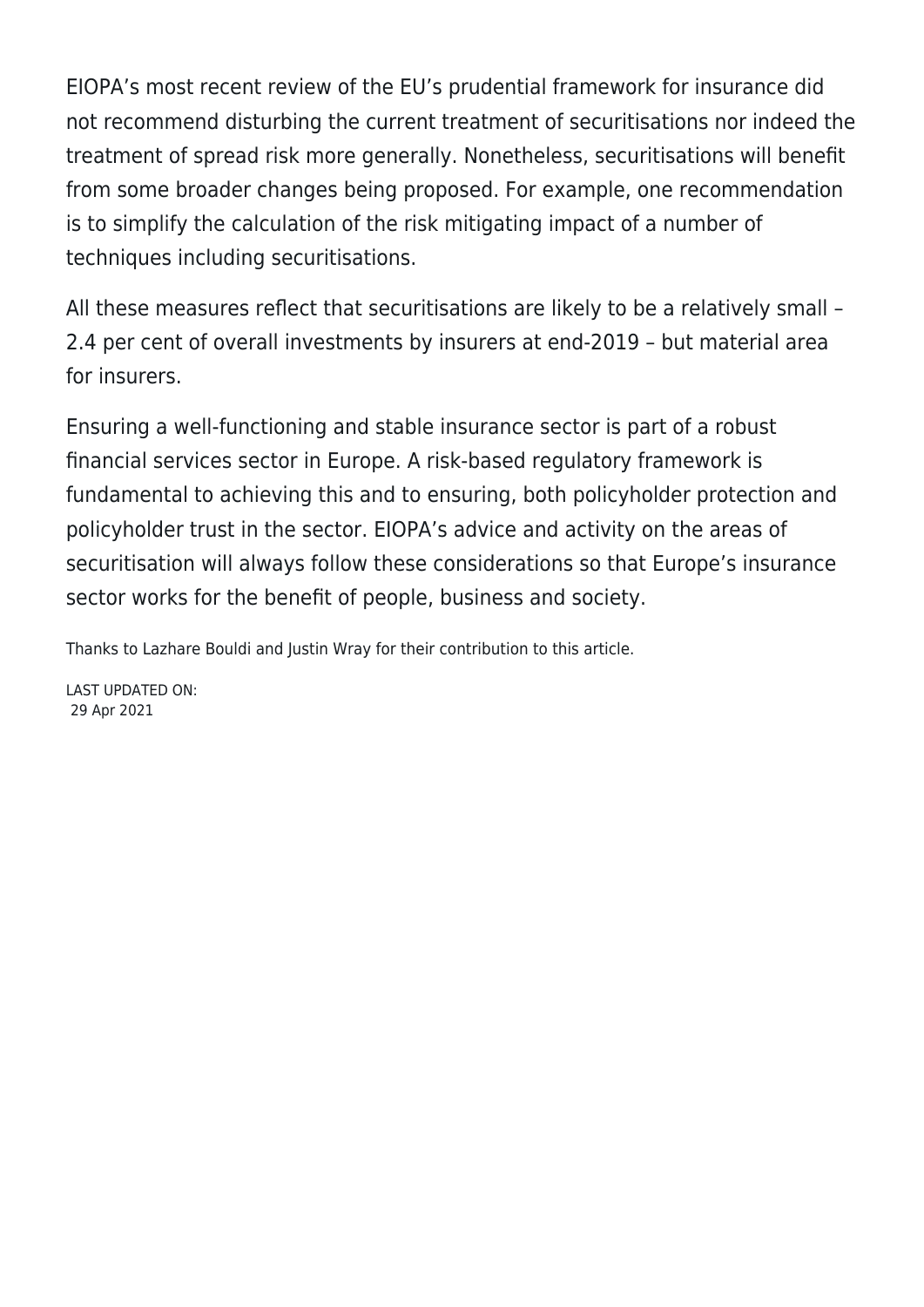EIOPA's most recent review of the EU's prudential framework for insurance did not recommend disturbing the current treatment of securitisations nor indeed the treatment of spread risk more generally. Nonetheless, securitisations will benefit from some broader changes being proposed. For example, one recommendation is to simplify the calculation of the risk mitigating impact of a number of techniques including securitisations.

All these measures reflect that securitisations are likely to be a relatively small – 2.4 per cent of overall investments by insurers at end-2019 – but material area for insurers.

Ensuring a well-functioning and stable insurance sector is part of a robust financial services sector in Europe. A risk-based regulatory framework is fundamental to achieving this and to ensuring, both policyholder protection and policyholder trust in the sector. EIOPA's advice and activity on the areas of securitisation will always follow these considerations so that Europe's insurance sector works for the benefit of people, business and society.

Thanks to Lazhare Bouldi and Justin Wray for their contribution to this article.

LAST UPDATED ON:
29 Apr 2021